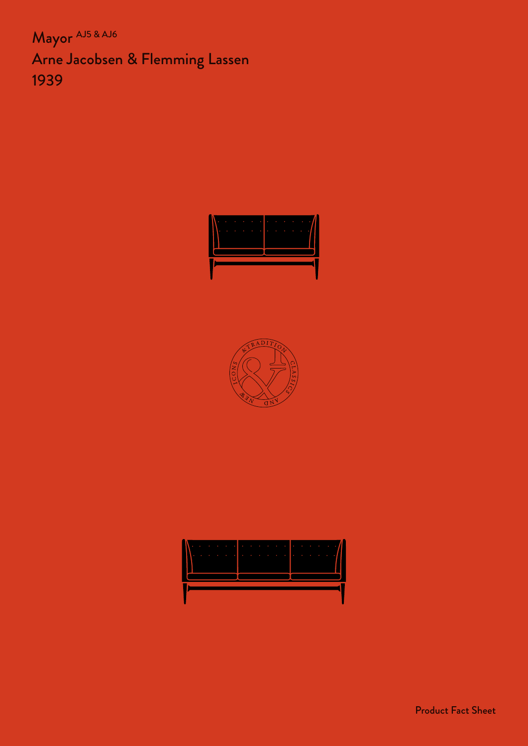# Mayor AJ5 & AJ6
Arne Jacobsen & Flemming Lassen
1939

Product Fact Sheet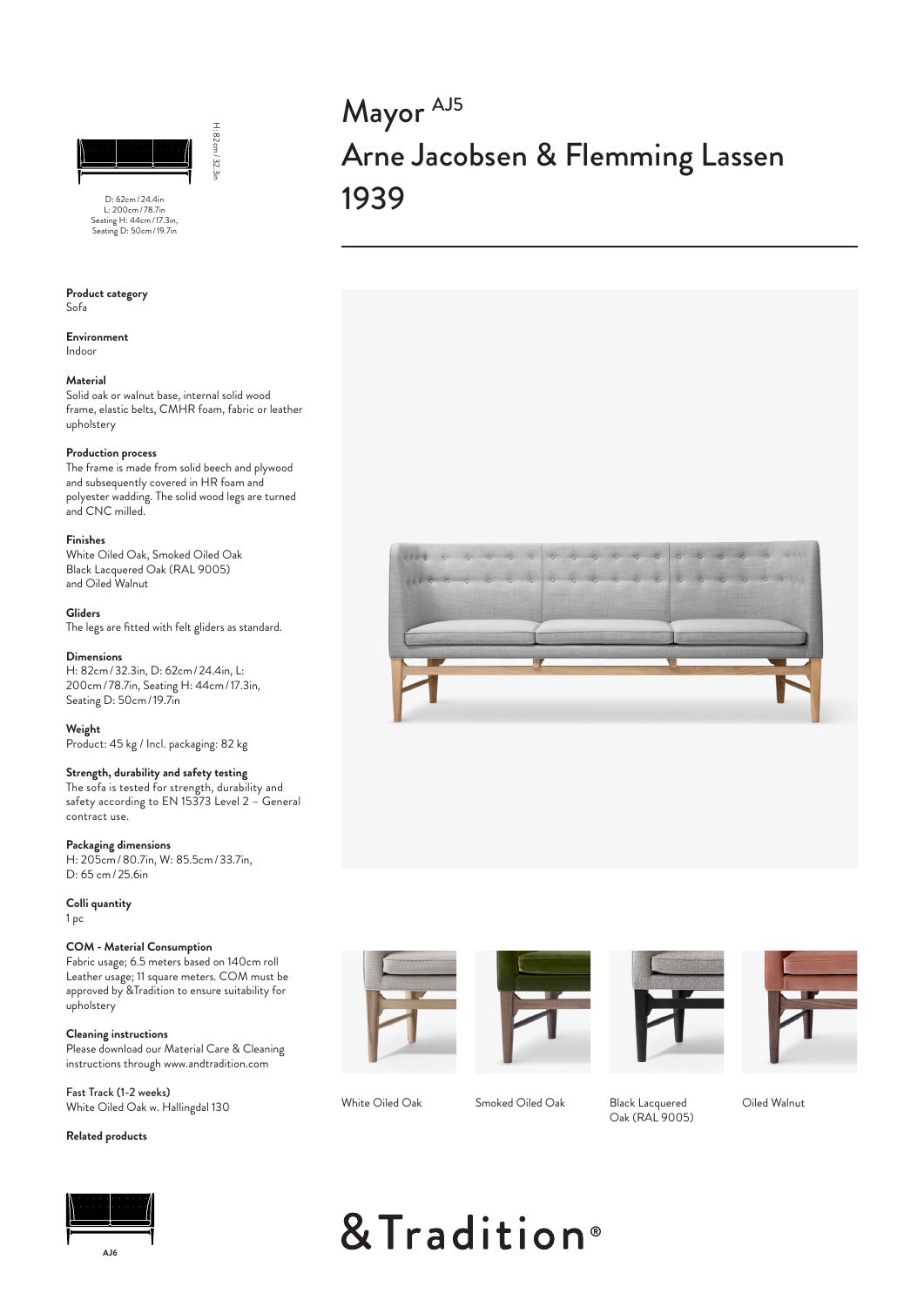# Mayor AJ5

# Arne Jacobsen & Flemming Lassen

# 1939

H: 82cm / 32.3in

D: 62cm / 24.4in
L: 200cm / 78.7in
Seating H: 44cm / 17.3in,
Seating D: 50cm / 19.7in

**Product category**
Sofa

**Environment**
Indoor

**Material**
Solid oak or walnut base, internal solid wood frame, elastic belts, CMHR foam, fabric or leather upholstery

**Production process**
The frame is made from solid beech and plywood and subsequently covered in HR foam and polyester wadding. The solid wood legs are turned and CNC milled.

**Finishes**
White Oiled Oak, Smoked Oiled Oak
Black Lacquered Oak (RAL 9005)
and Oiled Walnut

**Gliders**
The legs are fitted with felt gliders as standard.

**Dimensions**
H: 82cm / 32.3in, D: 62cm / 24.4in, L: 200cm / 78.7in, Seating H: 44cm / 17.3in, Seating D: 50cm / 19.7in

**Weight**
Product: 45 kg / Incl. packaging: 82 kg

**Strength, durability and safety testing**
The sofa is tested for strength, durability and safety according to EN 15373 Level 2 – General contract use.

**Packaging dimensions**
H: 205cm / 80.7in, W: 85.5cm / 33.7in, D: 65 cm / 25.6in

**Colli quantity**
1 pc

**COM - Material Consumption**
Fabric usage; 6.5 meters based on 140cm roll
Leather usage; 11 square meters. COM must be approved by &Tradition to ensure suitability for upholstery

**Cleaning instructions**
Please download our Material Care & Cleaning instructions through www.andtradition.com

**Fast Track (1-2 weeks)**
White Oiled Oak w. Hallingdal 130

**Related products**

AJ6

White Oiled Oak

Smoked Oiled Oak

Black Lacquered Oak (RAL 9005)

Oiled Walnut

&Tradition®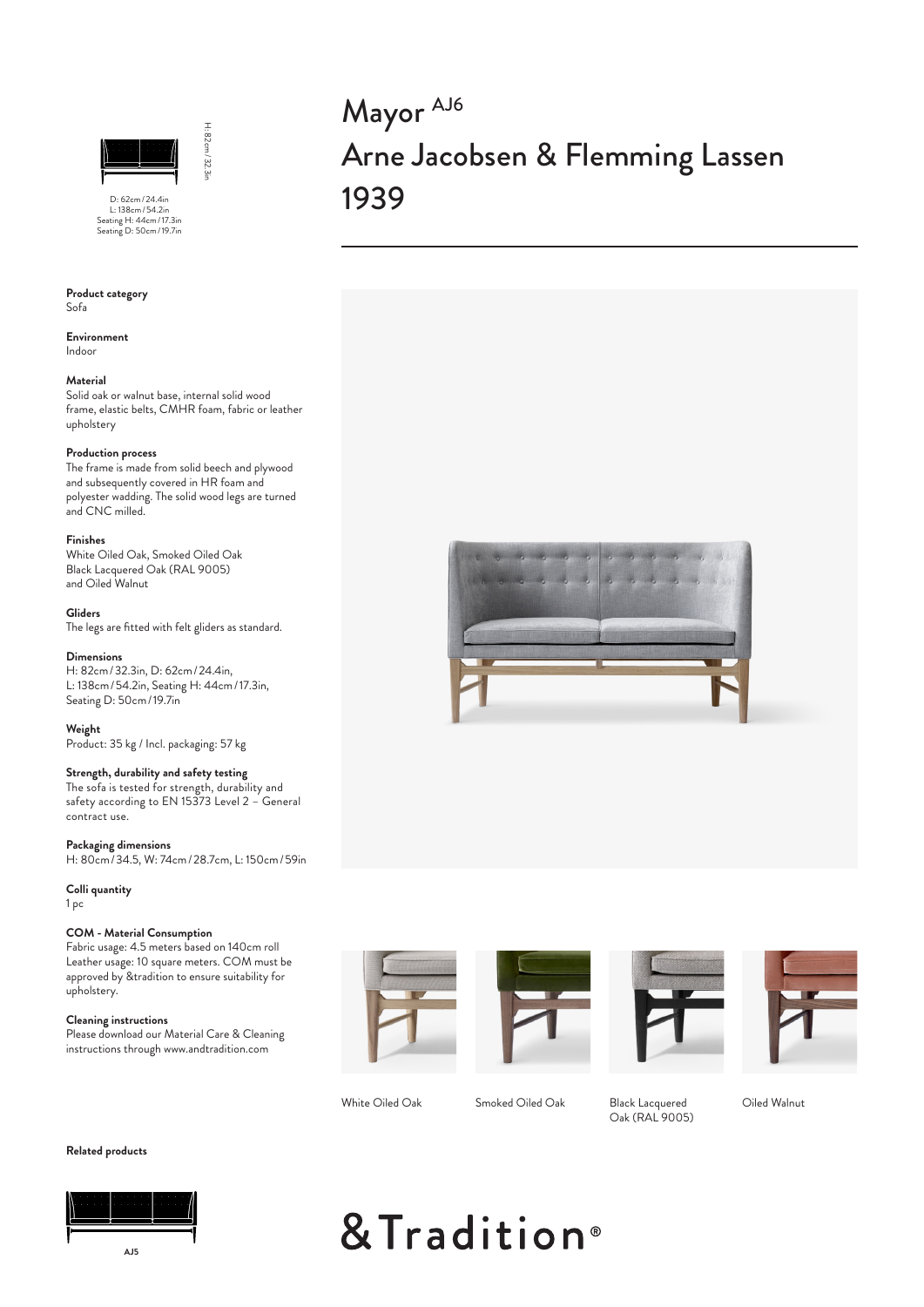# Mayor AJ6

## Arne Jacobsen & Flemming Lassen

## 1939

H: 82cm / 32.3in

D: 62cm / 24.4in
L: 138cm / 54.2in
Seating H: 44cm / 17.3in
Seating D: 50cm / 19.7in

**Product category**
Sofa

**Environment**
Indoor

**Material**
Solid oak or walnut base, internal solid wood frame, elastic belts, CMHR foam, fabric or leather upholstery

**Production process**
The frame is made from solid beech and plywood and subsequently covered in HR foam and polyester wadding. The solid wood legs are turned and CNC milled.

**Finishes**
White Oiled Oak, Smoked Oiled Oak
Black Lacquered Oak (RAL 9005)
and Oiled Walnut

**Gliders**
The legs are fitted with felt gliders as standard.

**Dimensions**
H: 82cm / 32.3in, D: 62cm / 24.4in,
L: 138cm / 54.2in, Seating H: 44cm / 17.3in,
Seating D: 50cm / 19.7in

**Weight**
Product: 35 kg / Incl. packaging: 57 kg

**Strength, durability and safety testing**
The sofa is tested for strength, durability and safety according to EN 15373 Level 2 – General contract use.

**Packaging dimensions**
H: 80cm / 34.5, W: 74cm / 28.7cm, L: 150cm / 59in

**Colli quantity**
1 pc

**COM - Material Consumption**
Fabric usage: 4.5 meters based on 140cm roll
Leather usage: 10 square meters. COM must be approved by &tradition to ensure suitability for upholstery.

**Cleaning instructions**
Please download our Material Care & Cleaning instructions through www.andtradition.com

White Oiled Oak

Smoked Oiled Oak

Black Lacquered Oak (RAL 9005)

Oiled Walnut

**Related products**

AJ5

&Tradition®